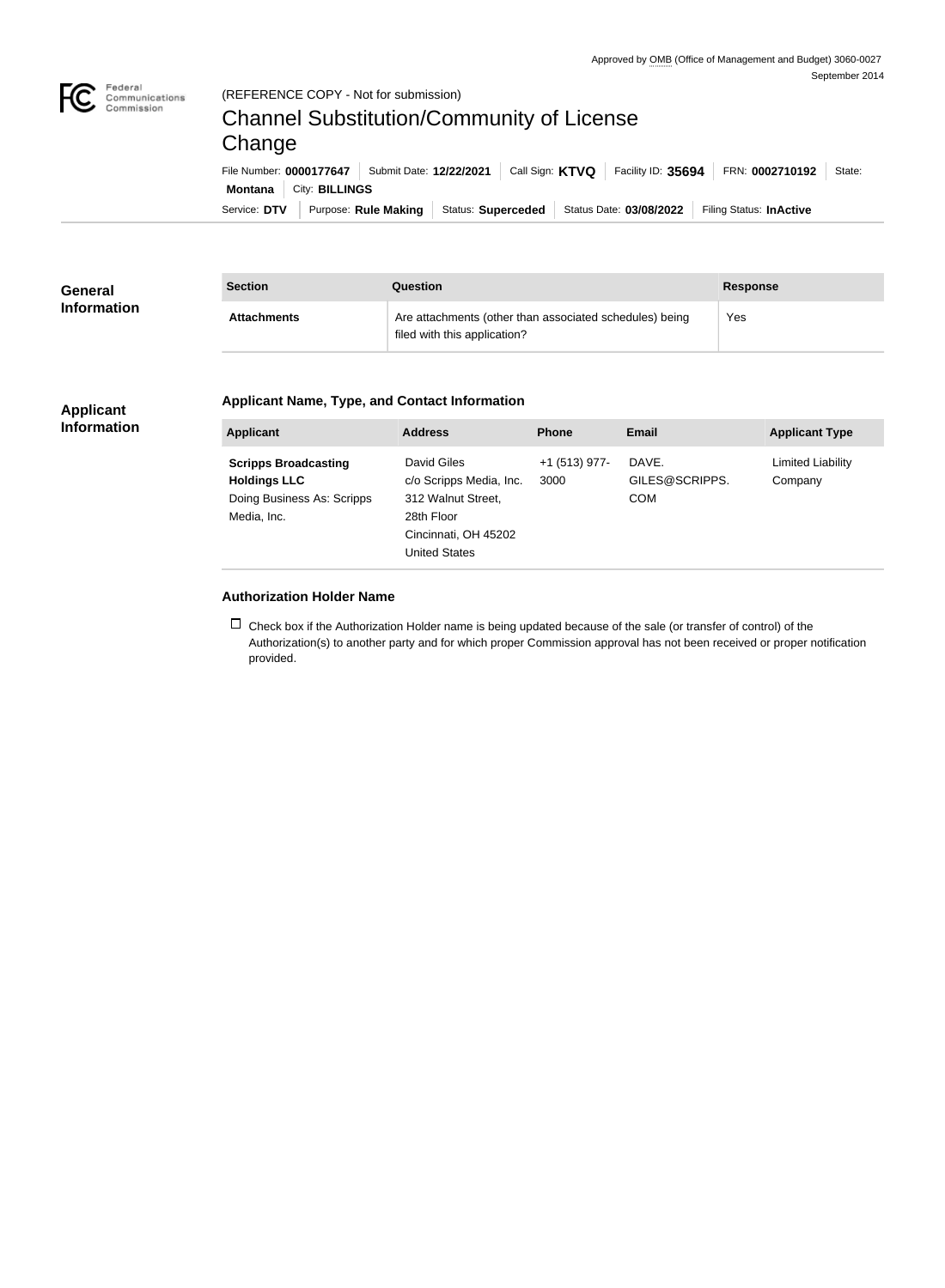Approved by OMB (Office of Management and Budget) 3060-0027
September 2014

Federal Communications Commission

(REFERENCE COPY - Not for submission)

# Channel Substitution/Community of License Change

File Number: **0000177647** | Submit Date: **12/22/2021** | Call Sign: **KTVQ** | Facility ID: **35694** | FRN: **0002710192** | State: **Montana** | City: **BILLINGS**

Service: **DTV** | Purpose: **Rule Making** | Status: **Superceded** | Status Date: **03/08/2022** | Filing Status: **InActive**

## General Information

| Section | Question | Response |
| --- | --- | --- |
| **Attachments** | Are attachments (other than associated schedules) being filed with this application? | Yes |

## Applicant Information

### Applicant Name, Type, and Contact Information

| Applicant | Address | Phone | Email | Applicant Type |
| --- | --- | --- | --- | --- |
| **Scripps Broadcasting Holdings LLC** Doing Business As: Scripps Media, Inc. | David Giles c/o Scripps Media, Inc. 312 Walnut Street, 28th Floor Cincinnati, OH 45202 United States | +1 (513) 977-3000 | DAVE.GILES@SCRIPPS.COM | Limited Liability Company |

### Authorization Holder Name

☐ Check box if the Authorization Holder name is being updated because of the sale (or transfer of control) of the Authorization(s) to another party and for which proper Commission approval has not been received or proper notification provided.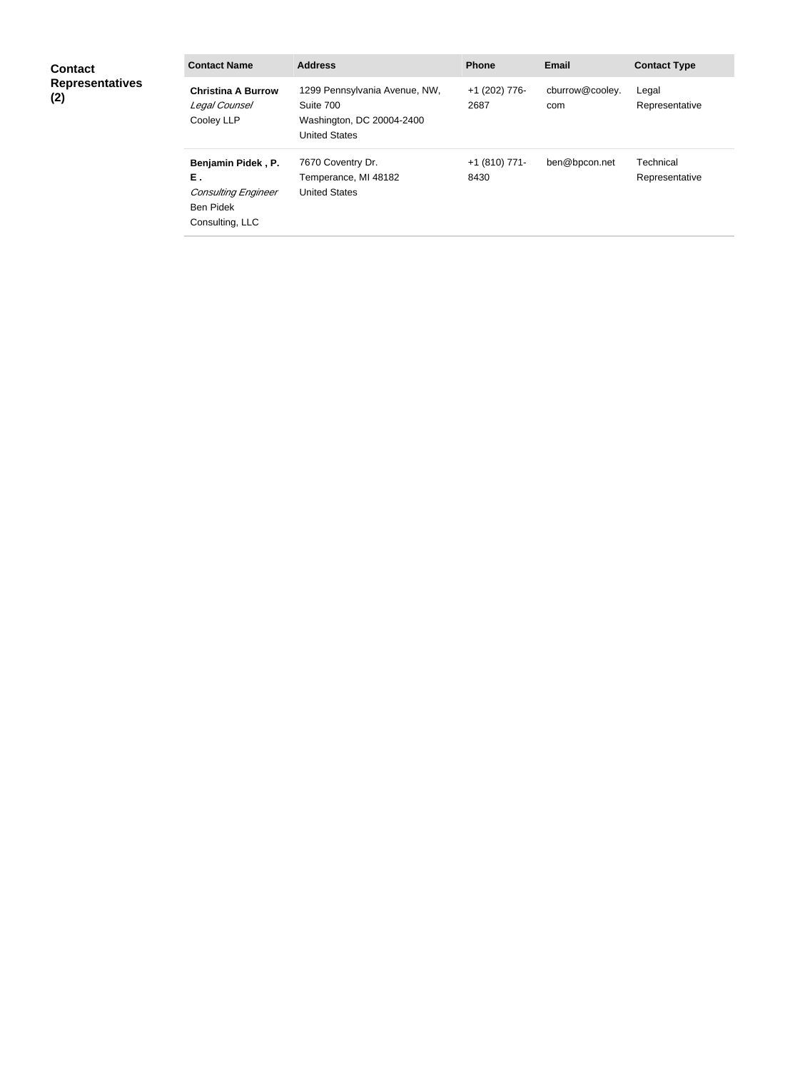**Contact Representatives (2)**

| Contact Name | Address | Phone | Email | Contact Type |
| --- | --- | --- | --- | --- |
| **Christina A Burrow**<br>*Legal Counsel*<br>Cooley LLP | 1299 Pennsylvania Avenue, NW, Suite 700<br>Washington, DC 20004-2400<br>United States | +1 (202) 776-2687 | cburrow@cooley.com | Legal Representative |
| **Benjamin Pidek , P. E .**<br>*Consulting Engineer*<br>Ben Pidek Consulting, LLC | 7670 Coventry Dr.<br>Temperance, MI 48182<br>United States | +1 (810) 771-8430 | ben@bpcon.net | Technical Representative |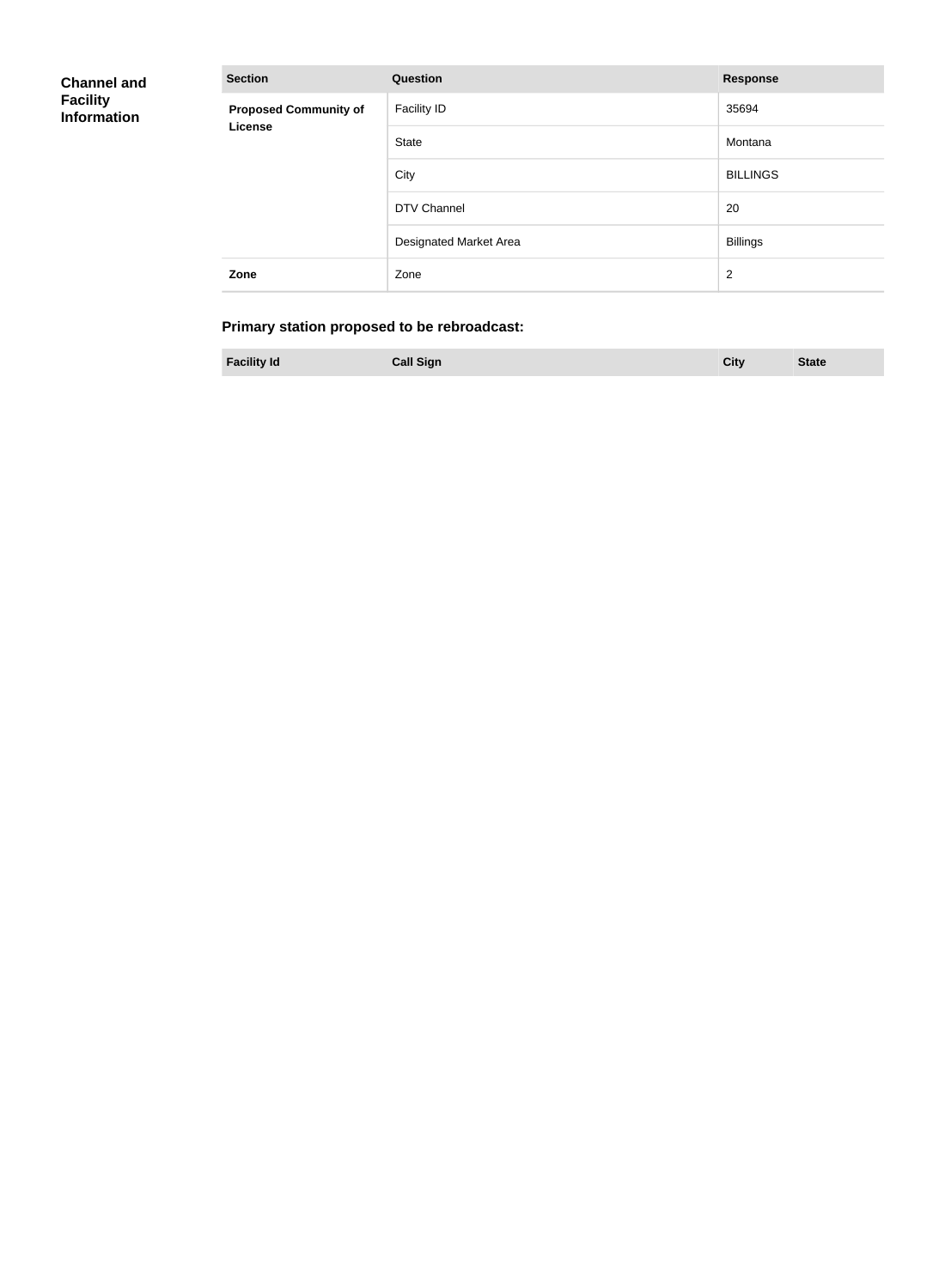## Channel and Facility Information

| Section | Question | Response |
| --- | --- | --- |
| **Proposed Community of License** | Facility ID | 35694 |
| | State | Montana |
| | City | BILLINGS |
| | DTV Channel | 20 |
| | Designated Market Area | Billings |
| **Zone** | Zone | 2 |

### Primary station proposed to be rebroadcast:

| Facility Id | Call Sign | City | State |
| --- | --- | --- | --- |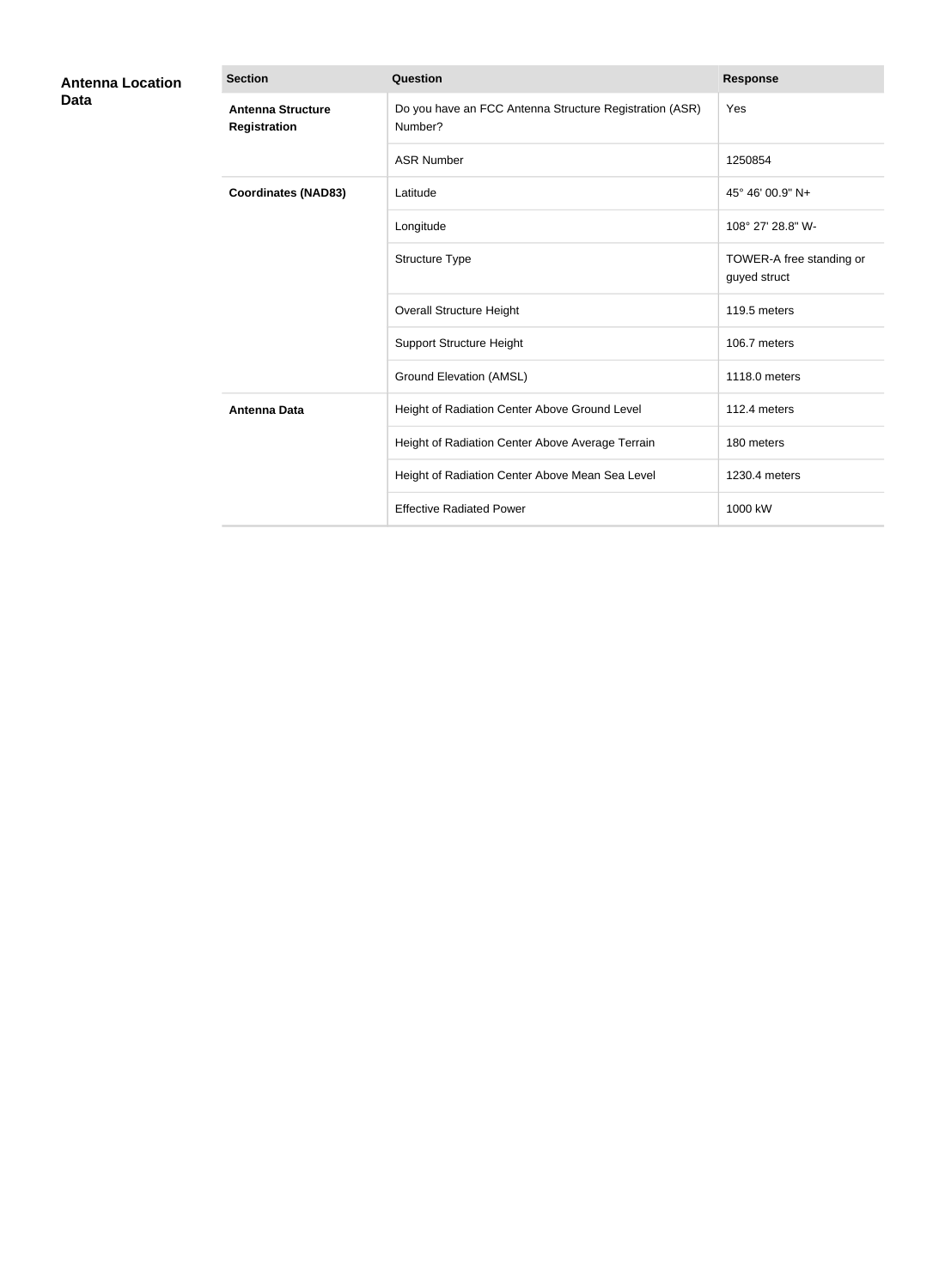## Antenna Location Data

| Section | Question | Response |
| --- | --- | --- |
| **Antenna Structure Registration** | Do you have an FCC Antenna Structure Registration (ASR) Number? | Yes |
| | ASR Number | 1250854 |
| **Coordinates (NAD83)** | Latitude | 45° 46' 00.9" N+ |
| | Longitude | 108° 27' 28.8" W- |
| | Structure Type | TOWER-A free standing or guyed struct |
| | Overall Structure Height | 119.5 meters |
| | Support Structure Height | 106.7 meters |
| | Ground Elevation (AMSL) | 1118.0 meters |
| **Antenna Data** | Height of Radiation Center Above Ground Level | 112.4 meters |
| | Height of Radiation Center Above Average Terrain | 180 meters |
| | Height of Radiation Center Above Mean Sea Level | 1230.4 meters |
| | Effective Radiated Power | 1000 kW |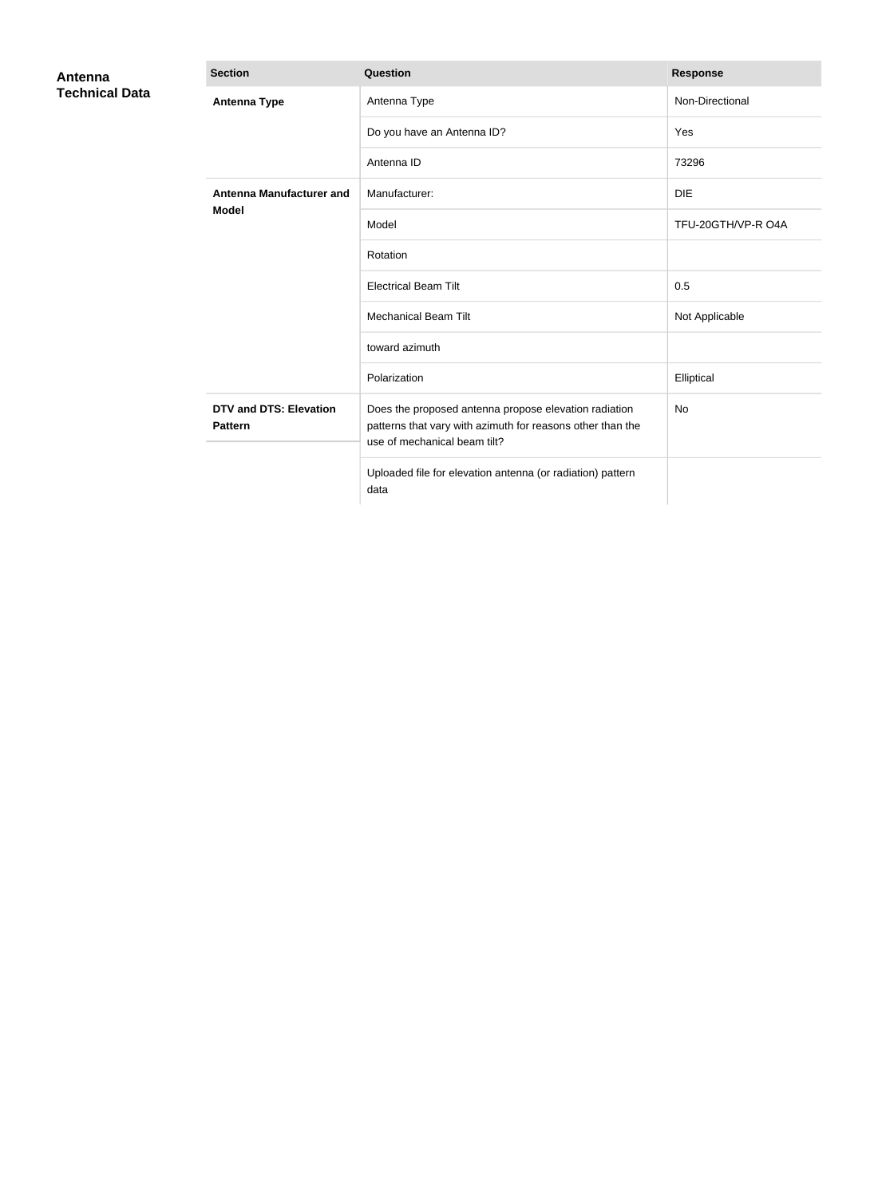## Antenna Technical Data

| Section | Question | Response |
| --- | --- | --- |
| **Antenna Type** | Antenna Type | Non-Directional |
| | Do you have an Antenna ID? | Yes |
| | Antenna ID | 73296 |
| **Antenna Manufacturer and Model** | Manufacturer: | DIE |
| | Model | TFU-20GTH/VP-R O4A |
| | Rotation | |
| | Electrical Beam Tilt | 0.5 |
| | Mechanical Beam Tilt | Not Applicable |
| | toward azimuth | |
| | Polarization | Elliptical |
| **DTV and DTS: Elevation Pattern** | Does the proposed antenna propose elevation radiation patterns that vary with azimuth for reasons other than the use of mechanical beam tilt? | No |
| | Uploaded file for elevation antenna (or radiation) pattern data | |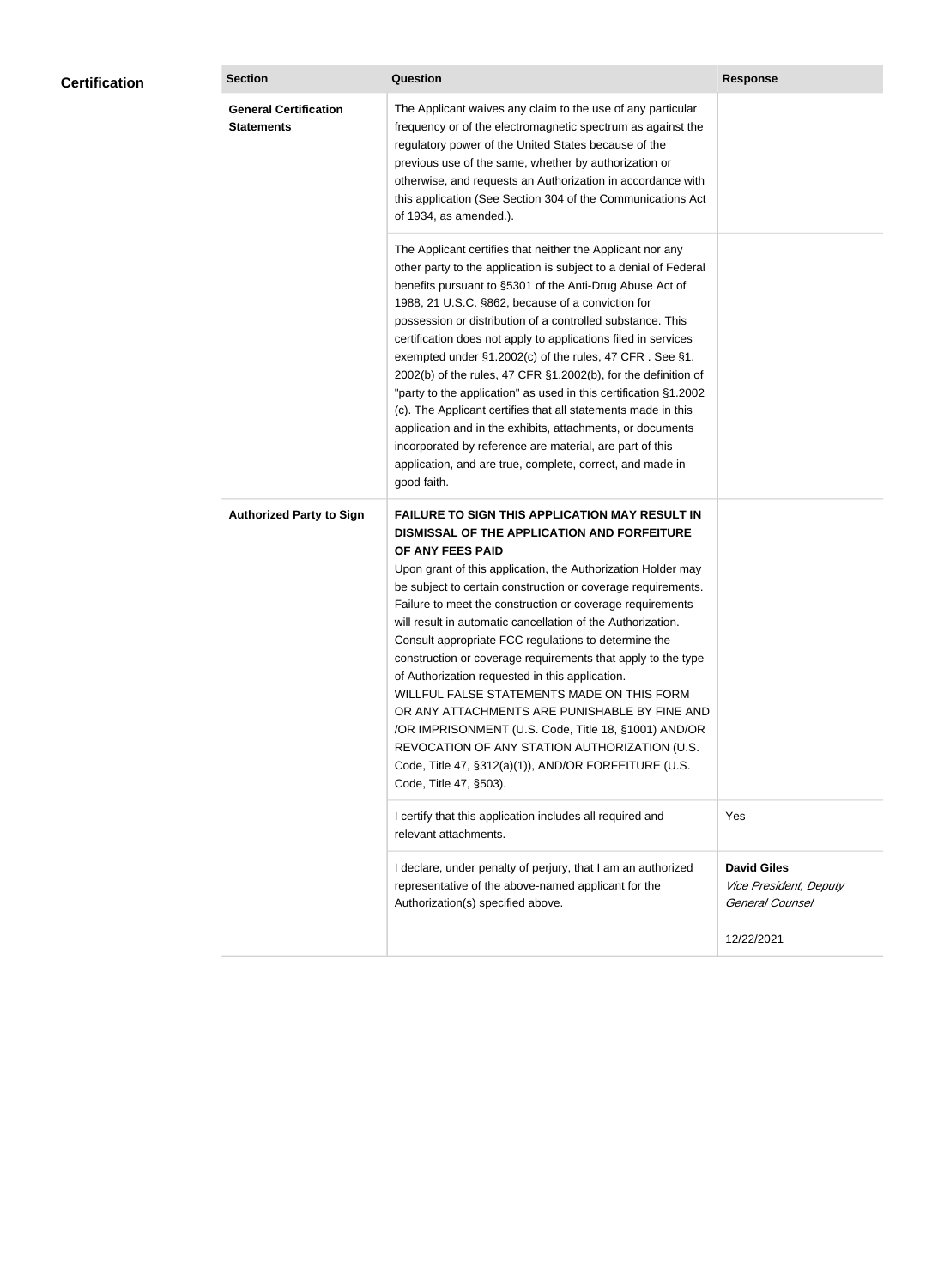## Certification

| Section | Question | Response |
| --- | --- | --- |
| **General Certification Statements** | The Applicant waives any claim to the use of any particular frequency or of the electromagnetic spectrum as against the regulatory power of the United States because of the previous use of the same, whether by authorization or otherwise, and requests an Authorization in accordance with this application (See Section 304 of the Communications Act of 1934, as amended.). | |
| | The Applicant certifies that neither the Applicant nor any other party to the application is subject to a denial of Federal benefits pursuant to §5301 of the Anti-Drug Abuse Act of 1988, 21 U.S.C. §862, because of a conviction for possession or distribution of a controlled substance. This certification does not apply to applications filed in services exempted under §1.2002(c) of the rules, 47 CFR . See §1. 2002(b) of the rules, 47 CFR §1.2002(b), for the definition of "party to the application" as used in this certification §1.2002 (c). The Applicant certifies that all statements made in this application and in the exhibits, attachments, or documents incorporated by reference are material, are part of this application, and are true, complete, correct, and made in good faith. | |
| **Authorized Party to Sign** | **FAILURE TO SIGN THIS APPLICATION MAY RESULT IN DISMISSAL OF THE APPLICATION AND FORFEITURE OF ANY FEES PAID** Upon grant of this application, the Authorization Holder may be subject to certain construction or coverage requirements. Failure to meet the construction or coverage requirements will result in automatic cancellation of the Authorization. Consult appropriate FCC regulations to determine the construction or coverage requirements that apply to the type of Authorization requested in this application. WILLFUL FALSE STATEMENTS MADE ON THIS FORM OR ANY ATTACHMENTS ARE PUNISHABLE BY FINE AND /OR IMPRISONMENT (U.S. Code, Title 18, §1001) AND/OR REVOCATION OF ANY STATION AUTHORIZATION (U.S. Code, Title 47, §312(a)(1)), AND/OR FORFEITURE (U.S. Code, Title 47, §503). | |
| | I certify that this application includes all required and relevant attachments. | Yes |
| | I declare, under penalty of perjury, that I am an authorized representative of the above-named applicant for the Authorization(s) specified above. | **David Giles** *Vice President, Deputy General Counsel* 12/22/2021 |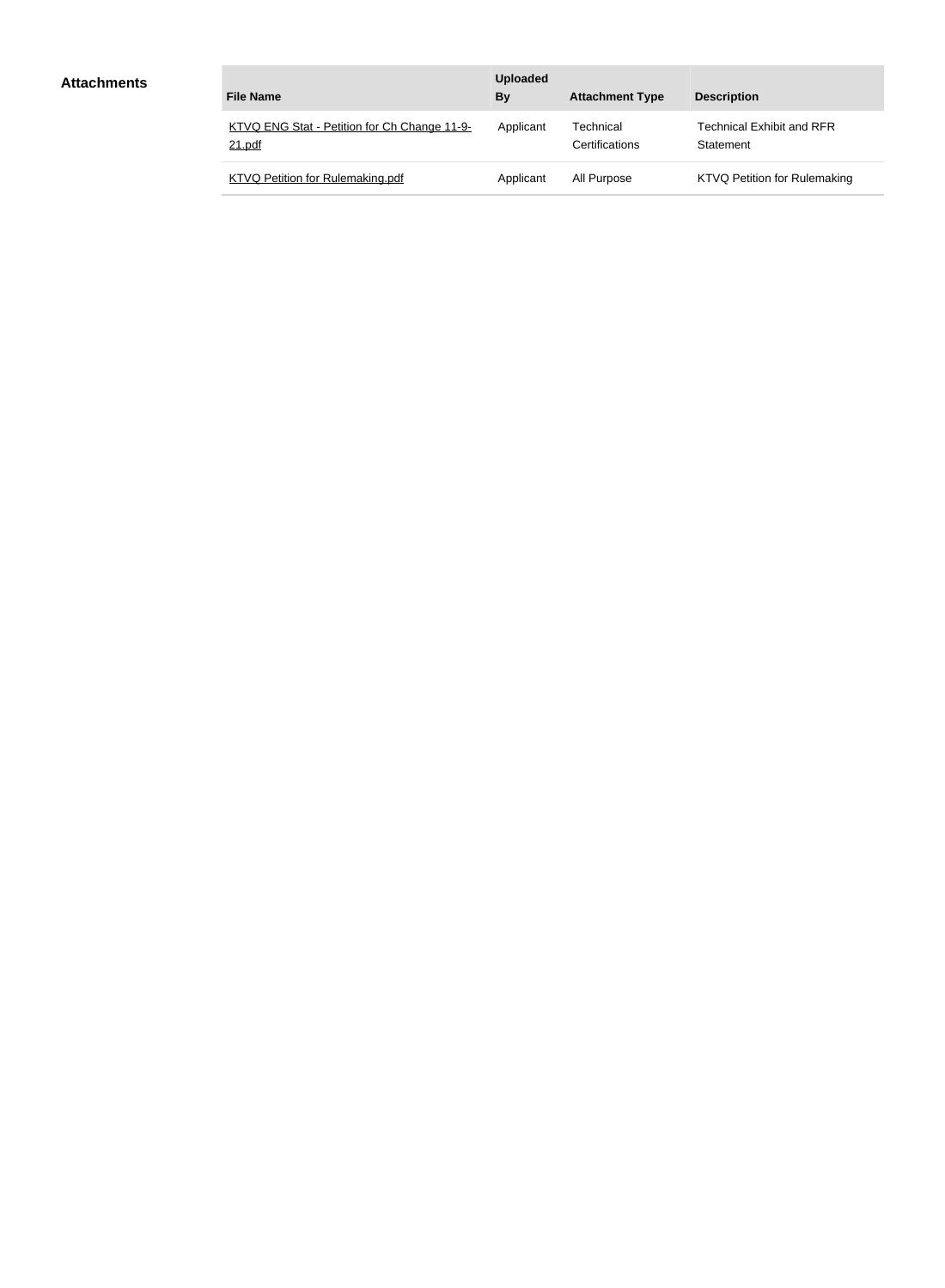## Attachments

| File Name | Uploaded By | Attachment Type | Description |
|---|---|---|---|
| KTVQ ENG Stat - Petition for Ch Change 11-9-21.pdf | Applicant | Technical Certifications | Technical Exhibit and RFR Statement |
| KTVQ Petition for Rulemaking.pdf | Applicant | All Purpose | KTVQ Petition for Rulemaking |